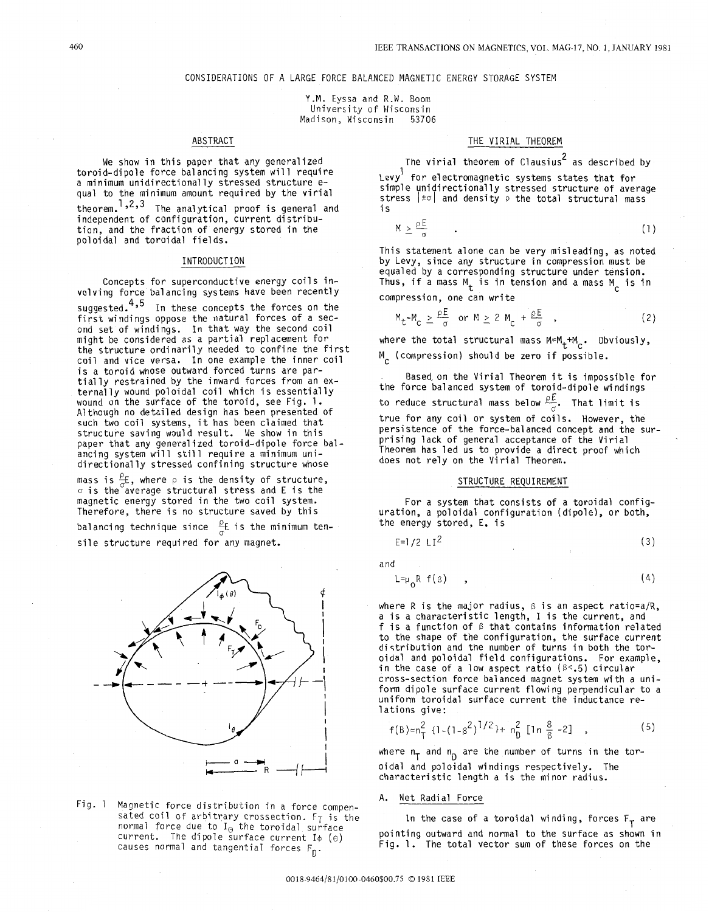# CONSIDERATIONS OF A LARGE FORCE BALANCED MAGNETIC ENERGY STORAGE SYSTEM

Y.M. Eyssa and R.W. Boom
University of Wisconsin
Madison, Wisconsin 53706

## ABSTRACT

We show in this paper that any generalized toroid-dipole force balancing system will require a minimum unidirectionally stressed structure equal to the minimum amount required by the virial theorem.[1,2,3] The analytical proof is general and independent of configuration, current distribution, and the fraction of energy stored in the poloidal and toroidal fields.

## INTRODUCTION

Concepts for superconductive energy coils involving force balancing systems have been recently suggested.[4,5] In these concepts the forces on the first windings oppose the natural forces of a second set of windings. In that way the second coil might be considered as a partial replacement for the structure ordinarily needed to confine the first coil and vice versa. In one example the inner coil is a toroid whose outward forced turns are partially restrained by the inward forces from an externally wound poloidal coil which is essentially wound on the surface of the toroid, see Fig. 1. Although no detailed design has been presented of such two coil systems, it has been claimed that structure saving would result. We show in this paper that any generalized toroid-dipole force balancing system will still require a minimum unidirectionally stressed confining structure whose mass is $\frac{\rho}{\sigma}E$, where $\rho$ is the density of structure, $\sigma$ is the average structural stress and E is the magnetic energy stored in the two coil system. Therefore, there is no structure saved by this balancing technique since $\frac{\rho}{\sigma}E$ is the minimum tensile structure required for any magnet.

Fig. 1 Magnetic force distribution in a force compensated coil of arbitrary crossection. $F_T$ is the normal force due to $I_\Theta$ the toroidal surface current. The dipole surface current $I\phi$ ($\Theta$) causes normal and tangential forces $F_D$.

## THE VIRIAL THEOREM

The virial theorem of Clausius[2] as described by Levy[1] for electromagnetic systems states that for simple unidirectionally stressed structure of average stress $|\pm\sigma|$ and density $\rho$ the total structural mass is

$$M \geq \frac{\rho E}{\sigma} \quad . \tag{1}$$

This statement alone can be very misleading, as noted by Levy, since any structure in compression must be equaled by a corresponding structure under tension. Thus, if a mass $M_t$ is in tension and a mass $M_c$ is in compression, one can write

$$M_t - M_c \geq \frac{\rho E}{\sigma} \quad \text{or} \quad M \geq 2\, M_c + \frac{\rho E}{\sigma} \quad , \tag{2}$$

where the total structural mass $M=M_t+M_c$. Obviously, $M_c$ (compression) should be zero if possible.

Based on the Virial Theorem it is impossible for the force balanced system of toroid-dipole windings to reduce structural mass below $\frac{\rho E}{\sigma}$. That limit is true for any coil or system of coils. However, the persistence of the force-balanced concept and the surprising lack of general acceptance of the Virial Theorem has led us to provide a direct proof which does not rely on the Virial Theorem.

## STRUCTURE REQUIREMENT

For a system that consists of a toroidal configuration, a poloidal configuration (dipole), or both, the energy stored, E, is

$$E=1/2\; LI^2 \tag{3}$$

and

$$L=\mu_0 R\; f(\beta) \quad , \tag{4}$$

where R is the major radius, $\beta$ is an aspect ratio=a/R, a is a characteristic length, I is the current, and f is a function of $\beta$ that contains information related to the shape of the configuration, the surface current distribution and the number of turns in both the toroidal and poloidal field configurations. For example, in the case of a low aspect ratio ($\beta$<.5) circular cross-section force balanced magnet system with a uniform dipole surface current flowing perpendicular to a uniform toroidal surface current the inductance relations give:

$$f(\beta)=n_T^2\; \{1-(1-\beta^2)^{1/2}\}+\; n_D^2\; [\ln\frac{8}{\beta}-2] \quad , \tag{5}$$

where $n_T$ and $n_D$ are the number of turns in the toroidal and poloidal windings respectively. The characteristic length a is the minor radius.

### A. Net Radial Force

In the case of a toroidal winding, forces $F_T$ are pointing outward and normal to the surface as shown in Fig. 1. The total vector sum of these forces on the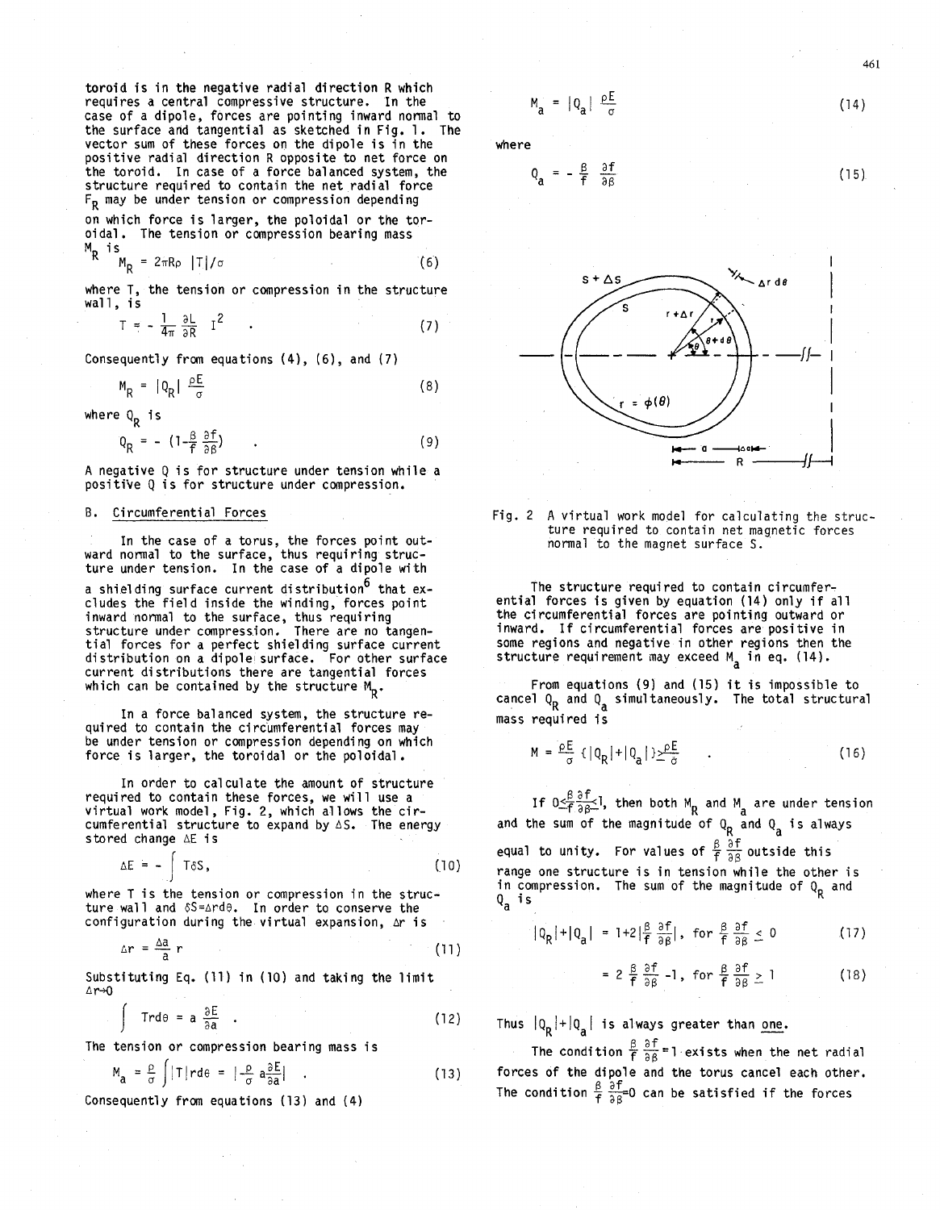toroid is in the negative radial direction R which requires a central compressive structure. In the case of a dipole, forces are pointing inward normal to the surface and tangential as sketched in Fig. 1. The vector sum of these forces on the dipole is in the positive radial direction R opposite to net force on the toroid. In case of a force balanced system, the structure required to contain the net radial force $F_R$ may be under tension or compression depending on which force is larger, the poloidal or the toroidal. The tension or compression bearing mass $M_R$ is

$$M_R = 2\pi R\rho \; |T|/\sigma \tag{6}$$

where T, the tension or compression in the structure wall, is

$$T = -\frac{1}{4\pi}\frac{\partial L}{\partial R} I^2 \quad . \tag{7}$$

Consequently from equations (4), (6), and (7)

$$M_R = |Q_R| \frac{\rho E}{\sigma} \tag{8}$$

where $Q_R$ is

$$Q_R = -\left(1 - \frac{\beta}{f}\frac{\partial f}{\partial \beta}\right) \quad . \tag{9}$$

A negative Q is for structure under tension while a positive Q is for structure under compression.

## B. Circumferential Forces

In the case of a torus, the forces point outward normal to the surface, thus requiring structure under tension. In the case of a dipole with a shielding surface current distribution[6] that excludes the field inside the winding, forces point inward normal to the surface, thus requiring structure under compression. There are no tangential forces for a perfect shielding surface current distribution on a dipole surface. For other surface current distributions there are tangential forces which can be contained by the structure $M_R$.

In a force balanced system, the structure required to contain the circumferential forces may be under tension or compression depending on which force is larger, the toroidal or the poloidal.

In order to calculate the amount of structure required to contain these forces, we will use a virtual work model, Fig. 2, which allows the circumferential structure to expand by $\Delta S$. The energy stored change $\Delta E$ is

$$\Delta E = -\int T\delta S, \tag{10}$$

where T is the tension or compression in the structure wall and $\delta S = \Delta r d\theta$. In order to conserve the configuration during the virtual expansion, $\Delta r$ is

$$\Delta r = \frac{\Delta a}{a} r \tag{11}$$

Substituting Eq. (11) in (10) and taking the limit $\Delta r \to 0$

$$\int Trd\theta = a\frac{\partial E}{\partial a} \quad . \tag{12}$$

The tension or compression bearing mass is

$$M_a = \frac{\rho}{\sigma}\int |T| r d\theta = \left| \frac{\rho}{\sigma} a \frac{\partial E}{\partial a} \right| \quad . \tag{13}$$

Consequently from equations (13) and (4)

$$M_a = |Q_a| \frac{\rho E}{\sigma} \tag{14}$$

where

$$Q_a = -\frac{\beta}{f}\frac{\partial f}{\partial \beta} \tag{15}$$

Fig. 2 A virtual work model for calculating the structure required to contain net magnetic forces normal to the magnet surface S.

The structure required to contain circumferential forces is given by equation (14) only if all the circumferential forces are pointing outward or inward. If circumferential forces are positive in some regions and negative in other regions then the structure requirement may exceed $M_a$ in eq. (14).

From equations (9) and (15) it is impossible to cancel $Q_R$ and $Q_a$ simultaneously. The total structural mass required is

$$M = \frac{\rho E}{\sigma}\{|Q_R| + |Q_a|\} \geq \frac{\rho E}{\sigma} \quad . \tag{16}$$

If $0 \leq \frac{\beta}{f}\frac{\partial f}{\partial \beta} \leq 1$, then both $M_R$ and $M_a$ are under tension and the sum of the magnitude of $Q_R$ and $Q_a$ is always equal to unity. For values of $\frac{\beta}{f}\frac{\partial f}{\partial \beta}$ outside this range one structure is in tension while the other is in compression. The sum of the magnitude of $Q_R$ and $Q_a$ is

$$|Q_R| + |Q_a| = 1 + 2\left|\frac{\beta}{f}\frac{\partial f}{\partial \beta}\right|, \text{ for } \frac{\beta}{f}\frac{\partial f}{\partial \beta} \leq 0 \tag{17}$$

$$= 2\frac{\beta}{f}\frac{\partial f}{\partial \beta} - 1, \text{ for } \frac{\beta}{f}\frac{\partial f}{\partial \beta} \geq 1 \tag{18}$$

Thus $|Q_R| + |Q_a|$ is always greater than <u>one</u>.

The condition $\frac{\beta}{f}\frac{\partial f}{\partial \beta} = 1$ exists when the net radial forces of the dipole and the torus cancel each other. The condition $\frac{\beta}{f}\frac{\partial f}{\partial \beta} = 0$ can be satisfied if the forces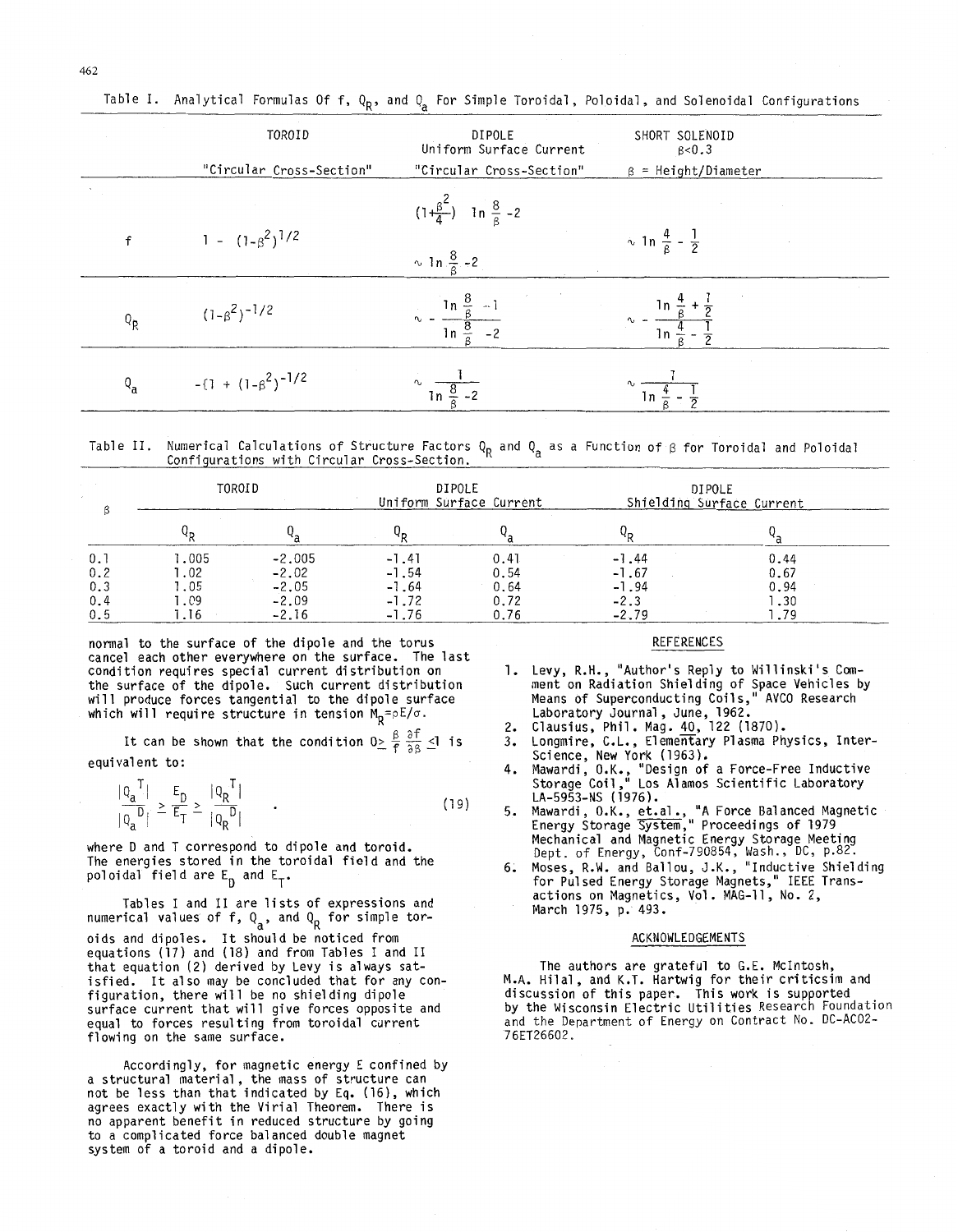Table I. Analytical Formulas Of f, $Q_R$, and $Q_a$ For Simple Toroidal, Poloidal, and Solenoidal Configurations

| | TOROID "Circular Cross-Section" | DIPOLE Uniform Surface Current "Circular Cross-Section" | SHORT SOLENOID $\beta<0.3$ $\beta$ = Height/Diameter |
|---|---|---|---|
| f | $1-(1-\beta^2)^{1/2}$ | $(1+\frac{\beta^2}{4})\ \ln\frac{8}{\beta}-2$ <br> $\sim \ln\frac{8}{\beta}-2$ | $\sim \ln\frac{4}{\beta}-\frac{1}{2}$ |
| $Q_R$ | $(1-\beta^2)^{-1/2}$ | $\sim -\dfrac{\ln\frac{8}{\beta}-1}{\ln\frac{8}{\beta}-2}$ | $\sim -\dfrac{\ln\frac{4}{\beta}+\frac{1}{2}}{\ln\frac{4}{\beta}-\frac{1}{2}}$ |
| $Q_a$ | $-[1+(1-\beta^2)^{-1/2}$ | $\sim \dfrac{1}{\ln\frac{8}{\beta}-2}$ | $\sim \dfrac{1}{\ln\frac{4}{\beta}-\frac{1}{2}}$ |

Table II. Numerical Calculations of Structure Factors $Q_R$ and $Q_a$ as a Function of $\beta$ for Toroidal and Poloidal Configurations with Circular Cross-Section.

| $\beta$ | TOROID | | DIPOLE Uniform Surface Current | | DIPOLE Shielding Surface Current | |
|---|---|---|---|---|---|---|
| | $Q_R$ | $Q_a$ | $Q_R$ | $Q_a$ | $Q_R$ | $Q_a$ |
| 0.1 | 1.005 | -2.005 | -1.41 | 0.41 | -1.44 | 0.44 |
| 0.2 | 1.02 | -2.02 | -1.54 | 0.54 | -1.67 | 0.67 |
| 0.3 | 1.05 | -2.05 | -1.64 | 0.64 | -1.94 | 0.94 |
| 0.4 | 1.09 | -2.09 | -1.72 | 0.72 | -2.3 | 1.30 |
| 0.5 | 1.16 | -2.16 | -1.76 | 0.76 | -2.79 | 1.79 |

normal to the surface of the dipole and the torus cancel each other everywhere on the surface. The last condition requires special current distribution on the surface of the dipole. Such current distribution will produce forces tangential to the dipole surface which will require structure in tension $M_R=\rho E/\sigma$.

It can be shown that the condition $0\geq \frac{\beta}{f}\frac{\partial f}{\partial\beta}\leq 1$ is equivalent to:

$$\frac{|Q_a{}^T|}{|Q_a{}^D|}\geq\frac{E_D}{E_T}\geq\frac{|Q_R{}^T|}{|Q_R{}^D|} \qquad (19)$$

where D and T correspond to dipole and toroid. The energies stored in the toroidal field and the poloidal field are $E_D$ and $E_T$.

Tables I and II are lists of expressions and numerical values of f, $Q_a$, and $Q_R$ for simple toroids and dipoles. It should be noticed from equations (17) and (18) and from Tables I and II that equation (2) derived by Levy is always satisfied. It also may be concluded that for any configuration, there will be no shielding dipole surface current that will give forces opposite and equal to forces resulting from toroidal current flowing on the same surface.

Accordingly, for magnetic energy E confined by a structural material, the mass of structure can not be less than that indicated by Eq. (16), which agrees exactly with the Virial Theorem. There is no apparent benefit in reduced structure by going to a complicated force balanced double magnet system of a toroid and a dipole.

## REFERENCES

1. Levy, R.H., "Author's Reply to Willinski's Comment on Radiation Shielding of Space Vehicles by Means of Superconducting Coils," AVCO Research Laboratory Journal, June, 1962.
2. Clausius, Phil. Mag. 40, 122 (1870).
3. Longmire, C.L., Elementary Plasma Physics, Inter-Science, New York (1963).
4. Mawardi, O.K., "Design of a Force-Free Inductive Storage Coil," Los Alamos Scientific Laboratory LA-5953-NS (1976).
5. Mawardi, O.K., et.al., "A Force Balanced Magnetic Energy Storage System," Proceedings of 1979 Mechanical and Magnetic Energy Storage Meeting Dept. of Energy, Conf-790854, Wash., DC, p.82.
6. Moses, R.W. and Ballou, J.K., "Inductive Shielding for Pulsed Energy Storage Magnets," IEEE Transactions on Magnetics, Vol. MAG-11, No. 2, March 1975, p. 493.

## ACKNOWLEDGEMENTS

The authors are grateful to G.E. McIntosh, M.A. Hilal, and K.T. Hartwig for their criticsim and discussion of this paper. This work is supported by the Wisconsin Electric Utilities Research Foundation and the Department of Energy on Contract No. DC-AC02-76ET26602.